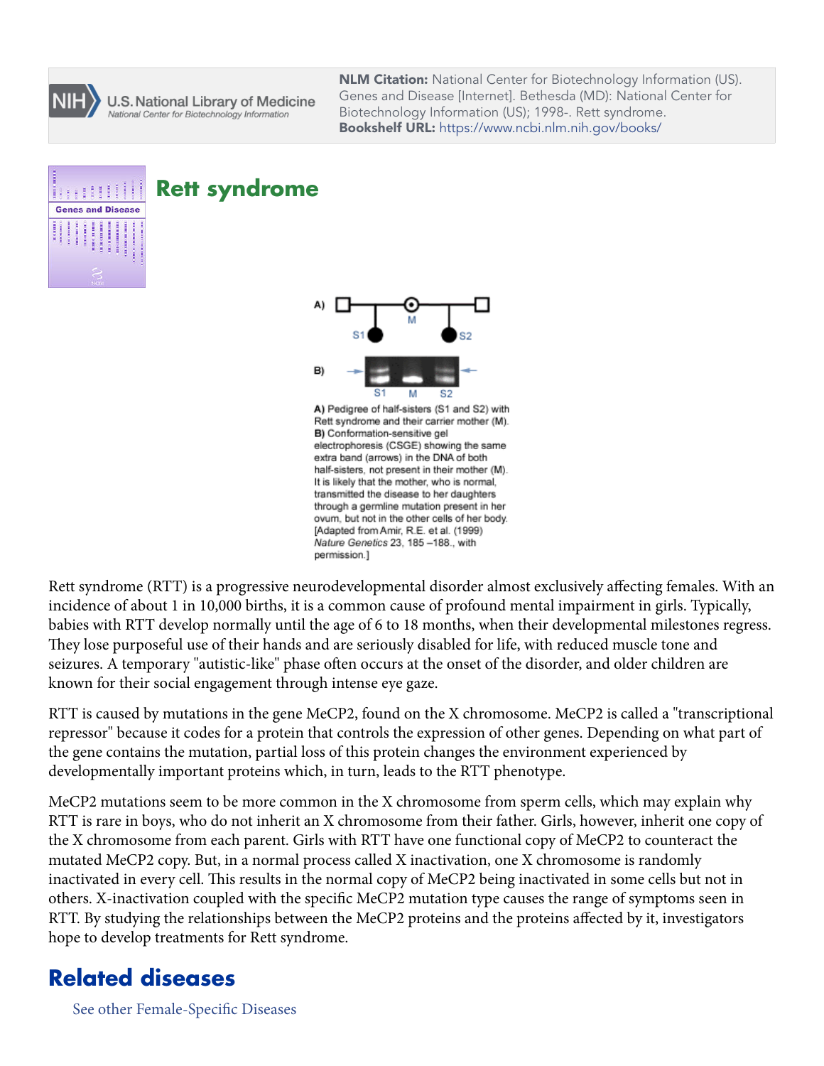**NLM Citation:** National Center for Biotechnology Information (US). Genes and Disease [Internet]. Bethesda (MD): National Center for Biotechnology Information (US); 1998-. Rett syndrome.
**Bookshelf URL:** https://www.ncbi.nlm.nih.gov/books/

# Rett syndrome

**A)** Pedigree of half-sisters (S1 and S2) with Rett syndrome and their carrier mother (M). **B)** Conformation-sensitive gel electrophoresis (CSGE) showing the same extra band (arrows) in the DNA of both half-sisters, not present in their mother (M). It is likely that the mother, who is normal, transmitted the disease to her daughters through a germline mutation present in her ovum, but not in the other cells of her body. [Adapted from Amir, R.E. et al. (1999) *Nature Genetics* 23, 185 –188., with permission.]

Rett syndrome (RTT) is a progressive neurodevelopmental disorder almost exclusively affecting females. With an incidence of about 1 in 10,000 births, it is a common cause of profound mental impairment in girls. Typically, babies with RTT develop normally until the age of 6 to 18 months, when their developmental milestones regress. They lose purposeful use of their hands and are seriously disabled for life, with reduced muscle tone and seizures. A temporary "autistic-like" phase often occurs at the onset of the disorder, and older children are known for their social engagement through intense eye gaze.

RTT is caused by mutations in the gene MeCP2, found on the X chromosome. MeCP2 is called a "transcriptional repressor" because it codes for a protein that controls the expression of other genes. Depending on what part of the gene contains the mutation, partial loss of this protein changes the environment experienced by developmentally important proteins which, in turn, leads to the RTT phenotype.

MeCP2 mutations seem to be more common in the X chromosome from sperm cells, which may explain why RTT is rare in boys, who do not inherit an X chromosome from their father. Girls, however, inherit one copy of the X chromosome from each parent. Girls with RTT have one functional copy of MeCP2 to counteract the mutated MeCP2 copy. But, in a normal process called X inactivation, one X chromosome is randomly inactivated in every cell. This results in the normal copy of MeCP2 being inactivated in some cells but not in others. X-inactivation coupled with the specific MeCP2 mutation type causes the range of symptoms seen in RTT. By studying the relationships between the MeCP2 proteins and the proteins affected by it, investigators hope to develop treatments for Rett syndrome.

## Related diseases

See other Female-Specific Diseases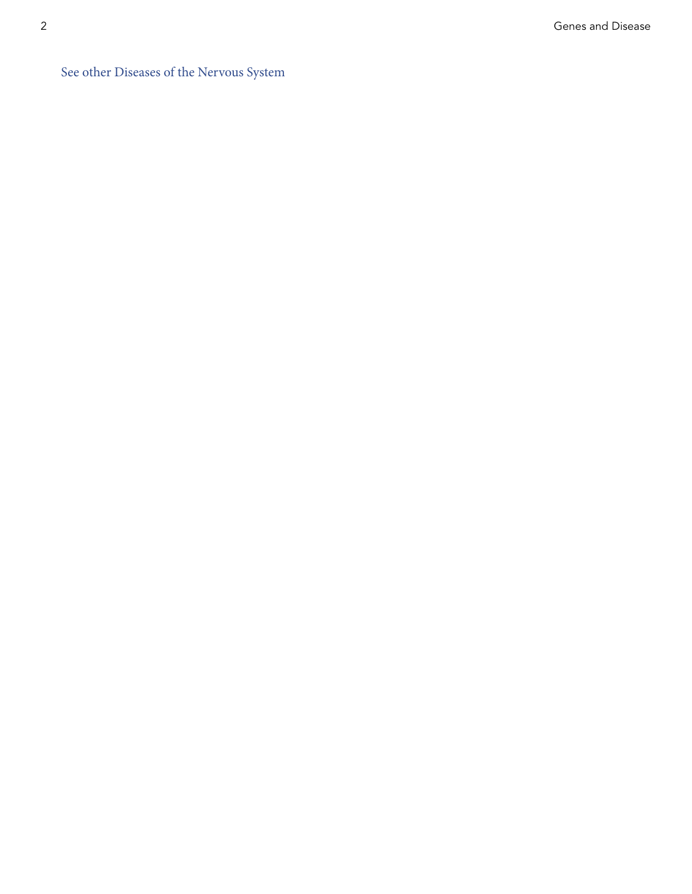See other Diseases of the Nervous System